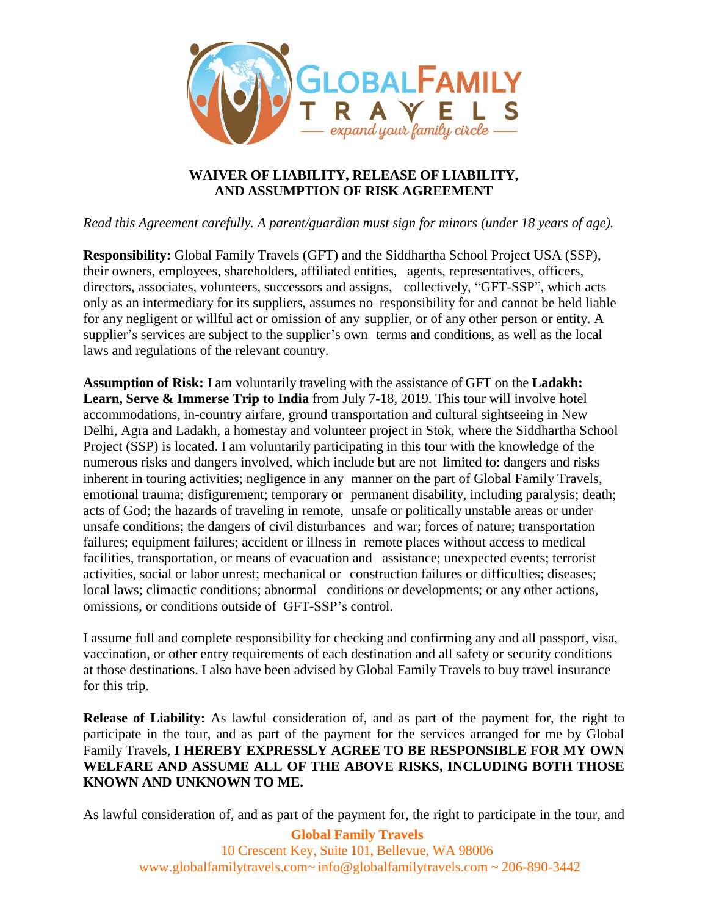# WAIVER OF LIABILITY, RELEASE OF LIABILITY, AND ASSUMPTION OF RISK AGREEMENT

*Read this Agreement carefully. A parent/guardian must sign for minors (under 18 years of age).*

**Responsibility:** Global Family Travels (GFT) and the Siddhartha School Project USA (SSP), their owners, employees, shareholders, affiliated entities, agents, representatives, officers, directors, associates, volunteers, successors and assigns, collectively, "GFT-SSP", which acts only as an intermediary for its suppliers, assumes no responsibility for and cannot be held liable for any negligent or willful act or omission of any supplier, or of any other person or entity. A supplier's services are subject to the supplier's own terms and conditions, as well as the local laws and regulations of the relevant country.

**Assumption of Risk:** I am voluntarily traveling with the assistance of GFT on the **Ladakh: Learn, Serve & Immerse Trip to India** from July 7-18, 2019. This tour will involve hotel accommodations, in-country airfare, ground transportation and cultural sightseeing in New Delhi, Agra and Ladakh, a homestay and volunteer project in Stok, where the Siddhartha School Project (SSP) is located. I am voluntarily participating in this tour with the knowledge of the numerous risks and dangers involved, which include but are not limited to: dangers and risks inherent in touring activities; negligence in any manner on the part of Global Family Travels, emotional trauma; disfigurement; temporary or permanent disability, including paralysis; death; acts of God; the hazards of traveling in remote, unsafe or politically unstable areas or under unsafe conditions; the dangers of civil disturbances and war; forces of nature; transportation failures; equipment failures; accident or illness in remote places without access to medical facilities, transportation, or means of evacuation and assistance; unexpected events; terrorist activities, social or labor unrest; mechanical or construction failures or difficulties; diseases; local laws; climactic conditions; abnormal conditions or developments; or any other actions, omissions, or conditions outside of GFT-SSP's control.

I assume full and complete responsibility for checking and confirming any and all passport, visa, vaccination, or other entry requirements of each destination and all safety or security conditions at those destinations. I also have been advised by Global Family Travels to buy travel insurance for this trip.

**Release of Liability:** As lawful consideration of, and as part of the payment for, the right to participate in the tour, and as part of the payment for the services arranged for me by Global Family Travels, **I HEREBY EXPRESSLY AGREE TO BE RESPONSIBLE FOR MY OWN WELFARE AND ASSUME ALL OF THE ABOVE RISKS, INCLUDING BOTH THOSE KNOWN AND UNKNOWN TO ME.**

As lawful consideration of, and as part of the payment for, the right to participate in the tour, and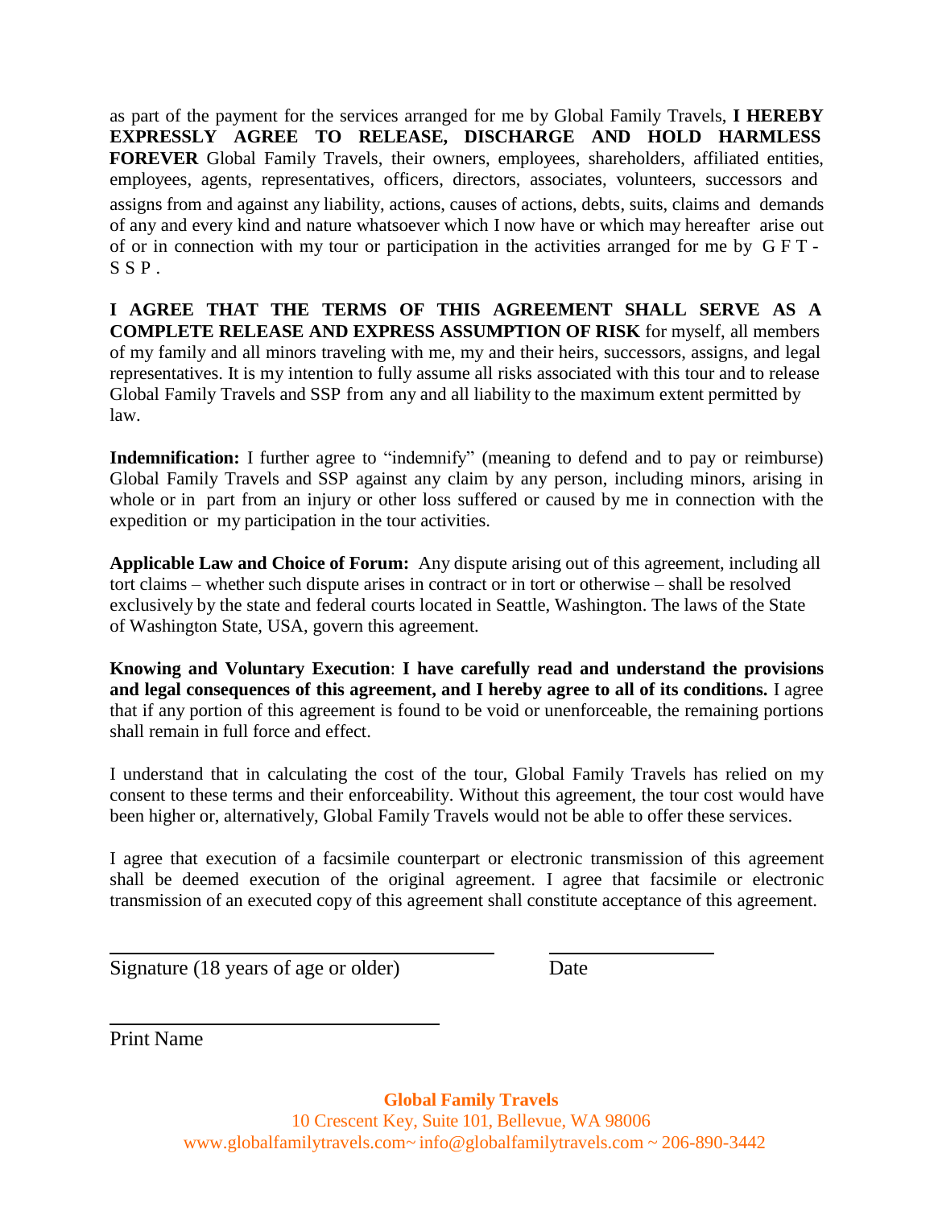as part of the payment for the services arranged for me by Global Family Travels, **I HEREBY EXPRESSLY AGREE TO RELEASE, DISCHARGE AND HOLD HARMLESS FOREVER** Global Family Travels, their owners, employees, shareholders, affiliated entities, employees, agents, representatives, officers, directors, associates, volunteers, successors and assigns from and against any liability, actions, causes of actions, debts, suits, claims and demands of any and every kind and nature whatsoever which I now have or which may hereafter arise out of or in connection with my tour or participation in the activities arranged for me by G F T - S S P .

**I AGREE THAT THE TERMS OF THIS AGREEMENT SHALL SERVE AS A COMPLETE RELEASE AND EXPRESS ASSUMPTION OF RISK** for myself, all members of my family and all minors traveling with me, my and their heirs, successors, assigns, and legal representatives. It is my intention to fully assume all risks associated with this tour and to release Global Family Travels and SSP from any and all liability to the maximum extent permitted by law.

**Indemnification:** I further agree to "indemnify" (meaning to defend and to pay or reimburse) Global Family Travels and SSP against any claim by any person, including minors, arising in whole or in part from an injury or other loss suffered or caused by me in connection with the expedition or my participation in the tour activities.

**Applicable Law and Choice of Forum:** Any dispute arising out of this agreement, including all tort claims – whether such dispute arises in contract or in tort or otherwise – shall be resolved exclusively by the state and federal courts located in Seattle, Washington. The laws of the State of Washington State, USA, govern this agreement.

**Knowing and Voluntary Execution**: **I have carefully read and understand the provisions and legal consequences of this agreement, and I hereby agree to all of its conditions.** I agree that if any portion of this agreement is found to be void or unenforceable, the remaining portions shall remain in full force and effect.

I understand that in calculating the cost of the tour, Global Family Travels has relied on my consent to these terms and their enforceability. Without this agreement, the tour cost would have been higher or, alternatively, Global Family Travels would not be able to offer these services.

I agree that execution of a facsimile counterpart or electronic transmission of this agreement shall be deemed execution of the original agreement. I agree that facsimile or electronic transmission of an executed copy of this agreement shall constitute acceptance of this agreement.

______________________________ ______________

Signature (18 years of age or older) Date

______________________________

Print Name

**Global Family Travels**
10 Crescent Key, Suite 101, Bellevue, WA 98006
www.globalfamilytravels.com~ info@globalfamilytravels.com ~ 206-890-3442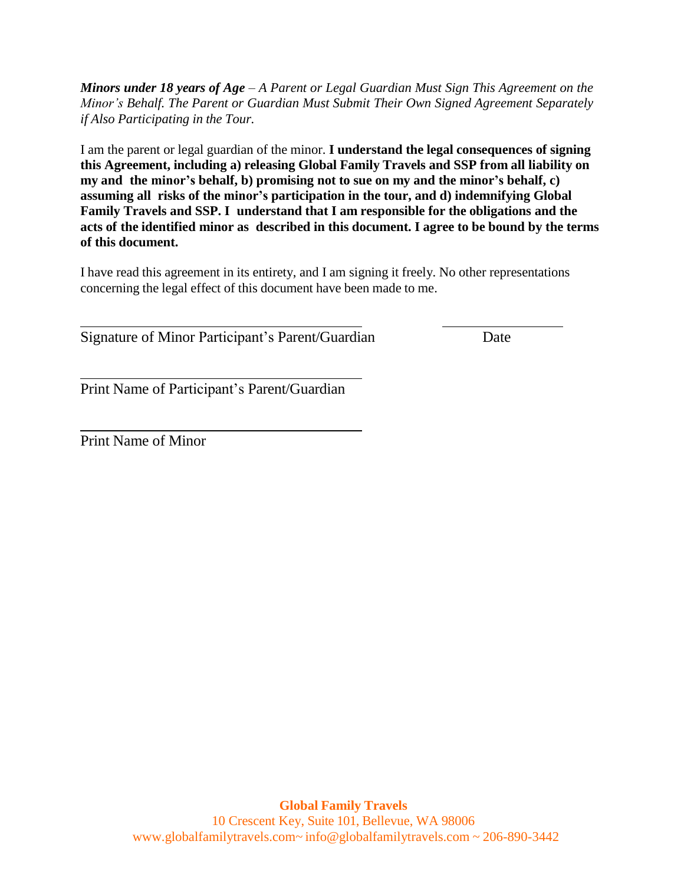***Minors under 18 years of Age*** *– A Parent or Legal Guardian Must Sign This Agreement on the Minor's Behalf. The Parent or Guardian Must Submit Their Own Signed Agreement Separately if Also Participating in the Tour.*

I am the parent or legal guardian of the minor. **I understand the legal consequences of signing this Agreement, including a) releasing Global Family Travels and SSP from all liability on my and the minor's behalf, b) promising not to sue on my and the minor's behalf, c) assuming all risks of the minor's participation in the tour, and d) indemnifying Global Family Travels and SSP. I understand that I am responsible for the obligations and the acts of the identified minor as described in this document. I agree to be bound by the terms of this document.**

I have read this agreement in its entirety, and I am signing it freely. No other representations concerning the legal effect of this document have been made to me.

______________________________________ ________________

Signature of Minor Participant's Parent/Guardian Date

______________________________________

Print Name of Participant's Parent/Guardian

______________________________________

Print Name of Minor

**Global Family Travels**
10 Crescent Key, Suite 101, Bellevue, WA 98006
www.globalfamilytravels.com~ info@globalfamilytravels.com ~ 206-890-3442